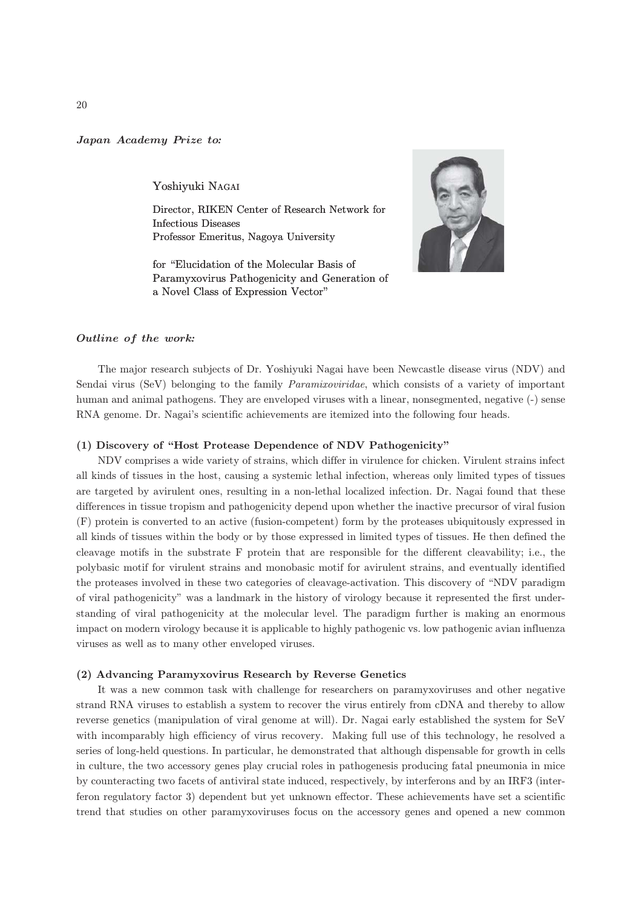*Japan Academy Prize to:*

Yoshiyuki NAGAI

Director, RIKEN Center of Research Network for Infectious Diseases
Professor Emeritus, Nagoya University

for "Elucidation of the Molecular Basis of Paramyxovirus Pathogenicity and Generation of a Novel Class of Expression Vector"

***Outline of the work:***

The major research subjects of Dr. Yoshiyuki Nagai have been Newcastle disease virus (NDV) and Sendai virus (SeV) belonging to the family *Paramixoviridae*, which consists of a variety of important human and animal pathogens. They are enveloped viruses with a linear, nonsegmented, negative (-) sense RNA genome. Dr. Nagai's scientific achievements are itemized into the following four heads.

**(1) Discovery of "Host Protease Dependence of NDV Pathogenicity"**

NDV comprises a wide variety of strains, which differ in virulence for chicken. Virulent strains infect all kinds of tissues in the host, causing a systemic lethal infection, whereas only limited types of tissues are targeted by avirulent ones, resulting in a non-lethal localized infection. Dr. Nagai found that these differences in tissue tropism and pathogenicity depend upon whether the inactive precursor of viral fusion (F) protein is converted to an active (fusion-competent) form by the proteases ubiquitously expressed in all kinds of tissues within the body or by those expressed in limited types of tissues. He then defined the cleavage motifs in the substrate F protein that are responsible for the different cleavability; i.e., the polybasic motif for virulent strains and monobasic motif for avirulent strains, and eventually identified the proteases involved in these two categories of cleavage-activation. This discovery of "NDV paradigm of viral pathogenicity" was a landmark in the history of virology because it represented the first understanding of viral pathogenicity at the molecular level. The paradigm further is making an enormous impact on modern virology because it is applicable to highly pathogenic vs. low pathogenic avian influenza viruses as well as to many other enveloped viruses.

**(2) Advancing Paramyxovirus Research by Reverse Genetics**

It was a new common task with challenge for researchers on paramyxoviruses and other negative strand RNA viruses to establish a system to recover the virus entirely from cDNA and thereby to allow reverse genetics (manipulation of viral genome at will). Dr. Nagai early established the system for SeV with incomparably high efficiency of virus recovery. Making full use of this technology, he resolved a series of long-held questions. In particular, he demonstrated that although dispensable for growth in cells in culture, the two accessory genes play crucial roles in pathogenesis producing fatal pneumonia in mice by counteracting two facets of antiviral state induced, respectively, by interferons and by an IRF3 (interferon regulatory factor 3) dependent but yet unknown effector. These achievements have set a scientific trend that studies on other paramyxoviruses focus on the accessory genes and opened a new common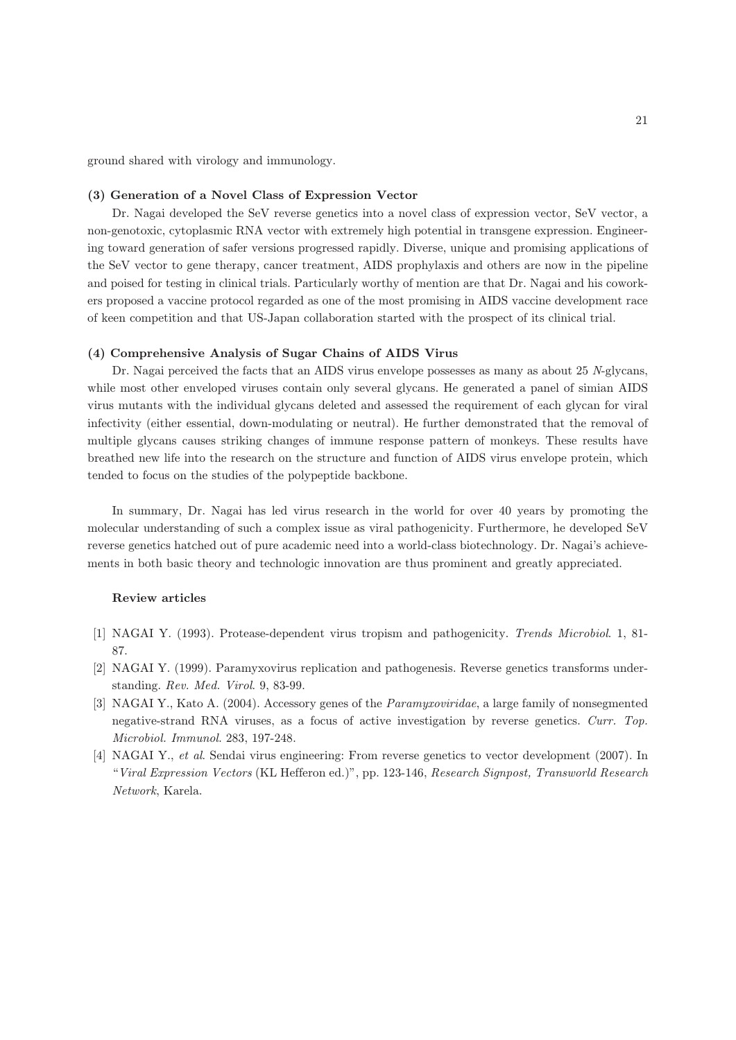ground shared with virology and immunology.

### (3) Generation of a Novel Class of Expression Vector

Dr. Nagai developed the SeV reverse genetics into a novel class of expression vector, SeV vector, a non-genotoxic, cytoplasmic RNA vector with extremely high potential in transgene expression. Engineering toward generation of safer versions progressed rapidly. Diverse, unique and promising applications of the SeV vector to gene therapy, cancer treatment, AIDS prophylaxis and others are now in the pipeline and poised for testing in clinical trials. Particularly worthy of mention are that Dr. Nagai and his coworkers proposed a vaccine protocol regarded as one of the most promising in AIDS vaccine development race of keen competition and that US-Japan collaboration started with the prospect of its clinical trial.

### (4) Comprehensive Analysis of Sugar Chains of AIDS Virus

Dr. Nagai perceived the facts that an AIDS virus envelope possesses as many as about 25 *N*-glycans, while most other enveloped viruses contain only several glycans. He generated a panel of simian AIDS virus mutants with the individual glycans deleted and assessed the requirement of each glycan for viral infectivity (either essential, down-modulating or neutral). He further demonstrated that the removal of multiple glycans causes striking changes of immune response pattern of monkeys. These results have breathed new life into the research on the structure and function of AIDS virus envelope protein, which tended to focus on the studies of the polypeptide backbone.

In summary, Dr. Nagai has led virus research in the world for over 40 years by promoting the molecular understanding of such a complex issue as viral pathogenicity. Furthermore, he developed SeV reverse genetics hatched out of pure academic need into a world-class biotechnology. Dr. Nagai's achievements in both basic theory and technologic innovation are thus prominent and greatly appreciated.

### Review articles

[1] NAGAI Y. (1993). Protease-dependent virus tropism and pathogenicity. *Trends Microbiol*. 1, 81-87.

[2] NAGAI Y. (1999). Paramyxovirus replication and pathogenesis. Reverse genetics transforms understanding. *Rev. Med. Virol*. 9, 83-99.

[3] NAGAI Y., Kato A. (2004). Accessory genes of the *Paramyxoviridae*, a large family of nonsegmented negative-strand RNA viruses, as a focus of active investigation by reverse genetics. *Curr. Top. Microbiol. Immunol*. 283, 197-248.

[4] NAGAI Y., *et al*. Sendai virus engineering: From reverse genetics to vector development (2007). In "*Viral Expression Vectors* (KL Hefferon ed.)", pp. 123-146, *Research Signpost, Transworld Research Network*, Karela.